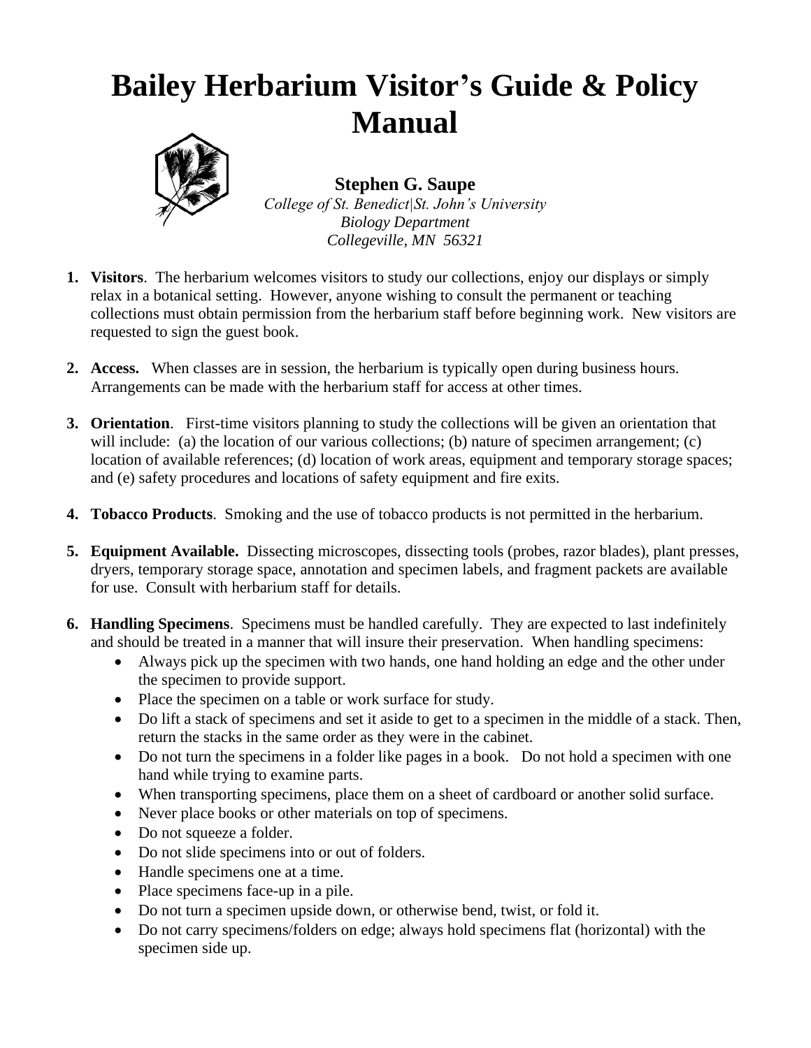# Bailey Herbarium Visitor's Guide & Policy Manual

**Stephen G. Saupe**
*College of St. Benedict|St. John's University*
*Biology Department*
*Collegeville, MN 56321*

1. **Visitors**. The herbarium welcomes visitors to study our collections, enjoy our displays or simply relax in a botanical setting. However, anyone wishing to consult the permanent or teaching collections must obtain permission from the herbarium staff before beginning work. New visitors are requested to sign the guest book.

2. **Access.** When classes are in session, the herbarium is typically open during business hours. Arrangements can be made with the herbarium staff for access at other times.

3. **Orientation**. First-time visitors planning to study the collections will be given an orientation that will include: (a) the location of our various collections; (b) nature of specimen arrangement; (c) location of available references; (d) location of work areas, equipment and temporary storage spaces; and (e) safety procedures and locations of safety equipment and fire exits.

4. **Tobacco Products**. Smoking and the use of tobacco products is not permitted in the herbarium.

5. **Equipment Available.** Dissecting microscopes, dissecting tools (probes, razor blades), plant presses, dryers, temporary storage space, annotation and specimen labels, and fragment packets are available for use. Consult with herbarium staff for details.

6. **Handling Specimens**. Specimens must be handled carefully. They are expected to last indefinitely and should be treated in a manner that will insure their preservation. When handling specimens:
   - Always pick up the specimen with two hands, one hand holding an edge and the other under the specimen to provide support.
   - Place the specimen on a table or work surface for study.
   - Do lift a stack of specimens and set it aside to get to a specimen in the middle of a stack. Then, return the stacks in the same order as they were in the cabinet.
   - Do not turn the specimens in a folder like pages in a book. Do not hold a specimen with one hand while trying to examine parts.
   - When transporting specimens, place them on a sheet of cardboard or another solid surface.
   - Never place books or other materials on top of specimens.
   - Do not squeeze a folder.
   - Do not slide specimens into or out of folders.
   - Handle specimens one at a time.
   - Place specimens face-up in a pile.
   - Do not turn a specimen upside down, or otherwise bend, twist, or fold it.
   - Do not carry specimens/folders on edge; always hold specimens flat (horizontal) with the specimen side up.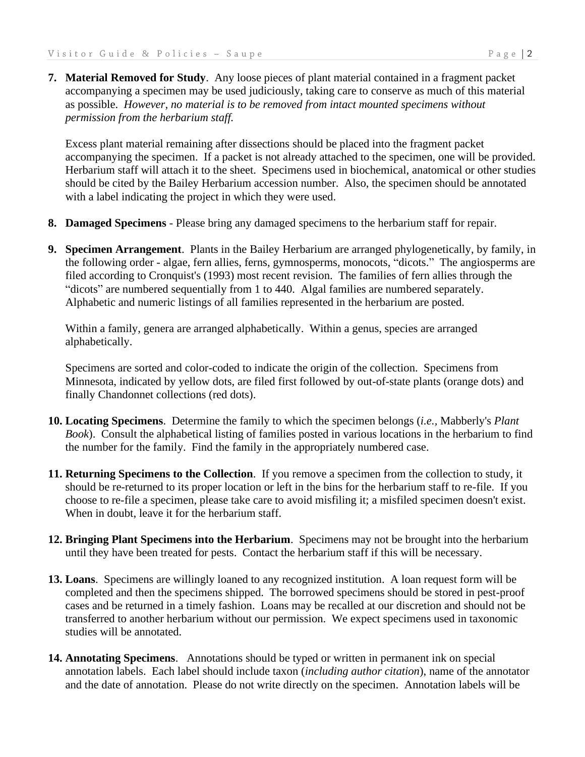7. **Material Removed for Study**. Any loose pieces of plant material contained in a fragment packet accompanying a specimen may be used judiciously, taking care to conserve as much of this material as possible. *However, no material is to be removed from intact mounted specimens without permission from the herbarium staff.*

   Excess plant material remaining after dissections should be placed into the fragment packet accompanying the specimen. If a packet is not already attached to the specimen, one will be provided. Herbarium staff will attach it to the sheet. Specimens used in biochemical, anatomical or other studies should be cited by the Bailey Herbarium accession number. Also, the specimen should be annotated with a label indicating the project in which they were used.

8. **Damaged Specimens** - Please bring any damaged specimens to the herbarium staff for repair.

9. **Specimen Arrangement**. Plants in the Bailey Herbarium are arranged phylogenetically, by family, in the following order - algae, fern allies, ferns, gymnosperms, monocots, "dicots." The angiosperms are filed according to Cronquist's (1993) most recent revision. The families of fern allies through the "dicots" are numbered sequentially from 1 to 440. Algal families are numbered separately. Alphabetic and numeric listings of all families represented in the herbarium are posted.

   Within a family, genera are arranged alphabetically. Within a genus, species are arranged alphabetically.

   Specimens are sorted and color-coded to indicate the origin of the collection. Specimens from Minnesota, indicated by yellow dots, are filed first followed by out-of-state plants (orange dots) and finally Chandonnet collections (red dots).

10. **Locating Specimens**. Determine the family to which the specimen belongs (*i.e.*, Mabberly's *Plant Book*). Consult the alphabetical listing of families posted in various locations in the herbarium to find the number for the family. Find the family in the appropriately numbered case.

11. **Returning Specimens to the Collection**. If you remove a specimen from the collection to study, it should be re-returned to its proper location or left in the bins for the herbarium staff to re-file. If you choose to re-file a specimen, please take care to avoid misfiling it; a misfiled specimen doesn't exist. When in doubt, leave it for the herbarium staff.

12. **Bringing Plant Specimens into the Herbarium**. Specimens may not be brought into the herbarium until they have been treated for pests. Contact the herbarium staff if this will be necessary.

13. **Loans**. Specimens are willingly loaned to any recognized institution. A loan request form will be completed and then the specimens shipped. The borrowed specimens should be stored in pest-proof cases and be returned in a timely fashion. Loans may be recalled at our discretion and should not be transferred to another herbarium without our permission. We expect specimens used in taxonomic studies will be annotated.

14. **Annotating Specimens**. Annotations should be typed or written in permanent ink on special annotation labels. Each label should include taxon (*including author citation*), name of the annotator and the date of annotation. Please do not write directly on the specimen. Annotation labels will be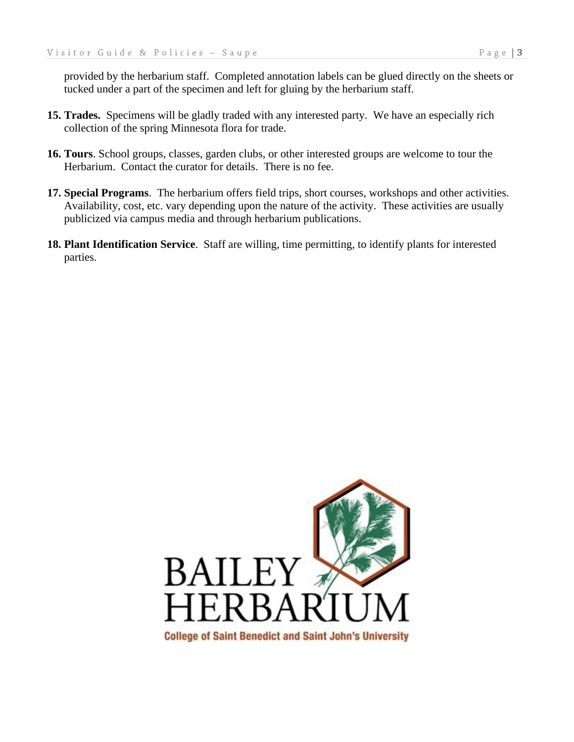provided by the herbarium staff. Completed annotation labels can be glued directly on the sheets or tucked under a part of the specimen and left for gluing by the herbarium staff.

15. **Trades.** Specimens will be gladly traded with any interested party. We have an especially rich collection of the spring Minnesota flora for trade.

16. **Tours**. School groups, classes, garden clubs, or other interested groups are welcome to tour the Herbarium. Contact the curator for details. There is no fee.

17. **Special Programs**. The herbarium offers field trips, short courses, workshops and other activities. Availability, cost, etc. vary depending upon the nature of the activity. These activities are usually publicized via campus media and through herbarium publications.

18. **Plant Identification Service**. Staff are willing, time permitting, to identify plants for interested parties.

BAILEY HERBARIUM

College of Saint Benedict and Saint John's University